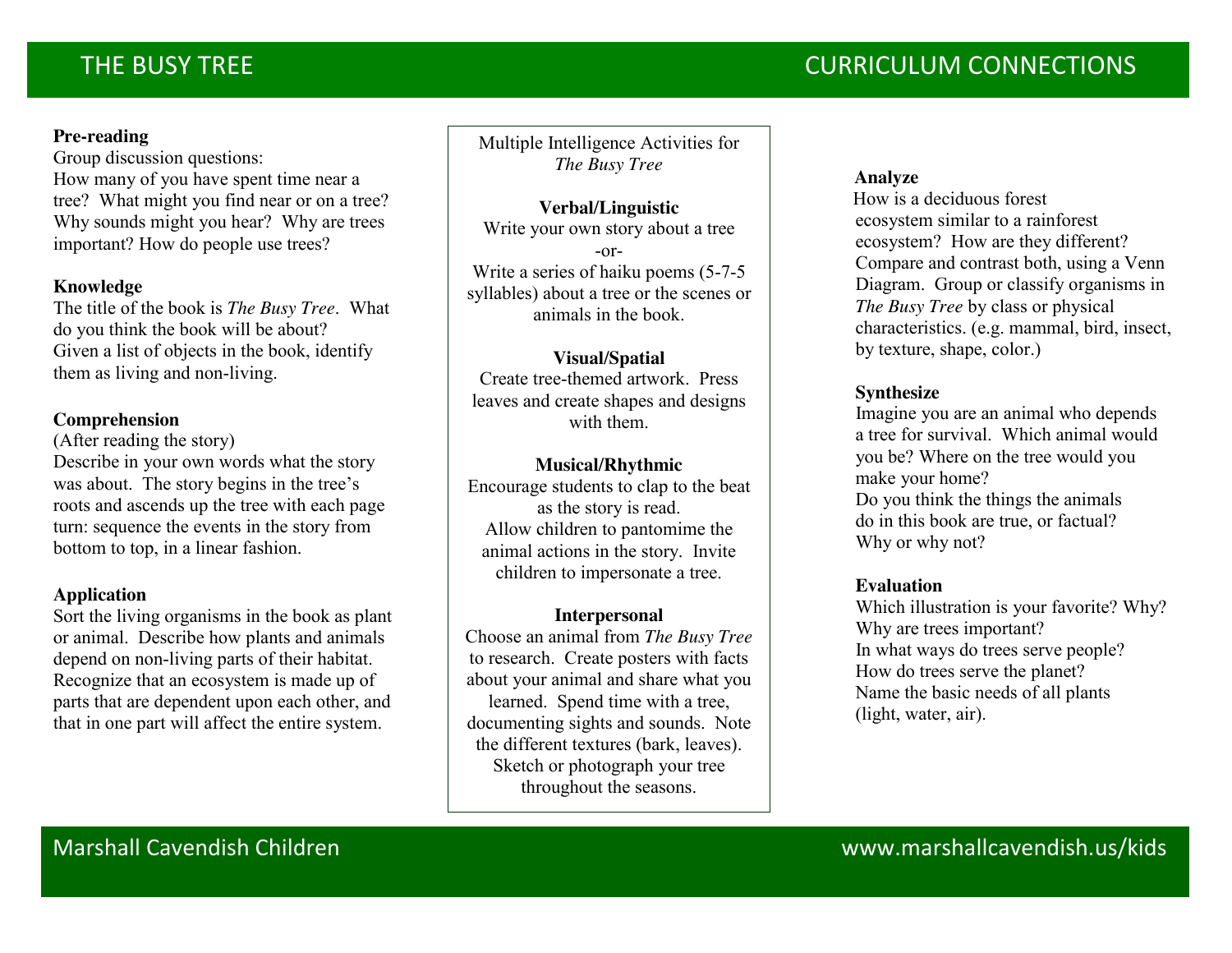# THE BUSY TREE

## CURRICULUM CONNECTIONS

**Pre-reading**
Group discussion questions:
How many of you have spent time near a tree? What might you find near or on a tree? Why sounds might you hear? Why are trees important? How do people use trees?

**Knowledge**
The title of the book is *The Busy Tree*. What do you think the book will be about? Given a list of objects in the book, identify them as living and non-living.

**Comprehension**
(After reading the story)
Describe in your own words what the story was about. The story begins in the tree's roots and ascends up the tree with each page turn: sequence the events in the story from bottom to top, in a linear fashion.

**Application**
Sort the living organisms in the book as plant or animal. Describe how plants and animals depend on non-living parts of their habitat. Recognize that an ecosystem is made up of parts that are dependent upon each other, and that in one part will affect the entire system.

Multiple Intelligence Activities for *The Busy Tree*

**Verbal/Linguistic**
Write your own story about a tree
-or-
Write a series of haiku poems (5-7-5 syllables) about a tree or the scenes or animals in the book.

**Visual/Spatial**
Create tree-themed artwork. Press leaves and create shapes and designs with them.

**Musical/Rhythmic**
Encourage students to clap to the beat as the story is read.
Allow children to pantomime the animal actions in the story. Invite children to impersonate a tree.

**Interpersonal**
Choose an animal from *The Busy Tree* to research. Create posters with facts about your animal and share what you learned. Spend time with a tree, documenting sights and sounds. Note the different textures (bark, leaves). Sketch or photograph your tree throughout the seasons.

**Analyze**
How is a deciduous forest ecosystem similar to a rainforest ecosystem? How are they different? Compare and contrast both, using a Venn Diagram. Group or classify organisms in *The Busy Tree* by class or physical characteristics. (e.g. mammal, bird, insect, by texture, shape, color.)

**Synthesize**
Imagine you are an animal who depends a tree for survival. Which animal would you be? Where on the tree would you make your home?
Do you think the things the animals do in this book are true, or factual? Why or why not?

**Evaluation**
Which illustration is your favorite? Why?
Why are trees important?
In what ways do trees serve people?
How do trees serve the planet?
Name the basic needs of all plants (light, water, air).

Marshall Cavendish Children www.marshallcavendish.us/kids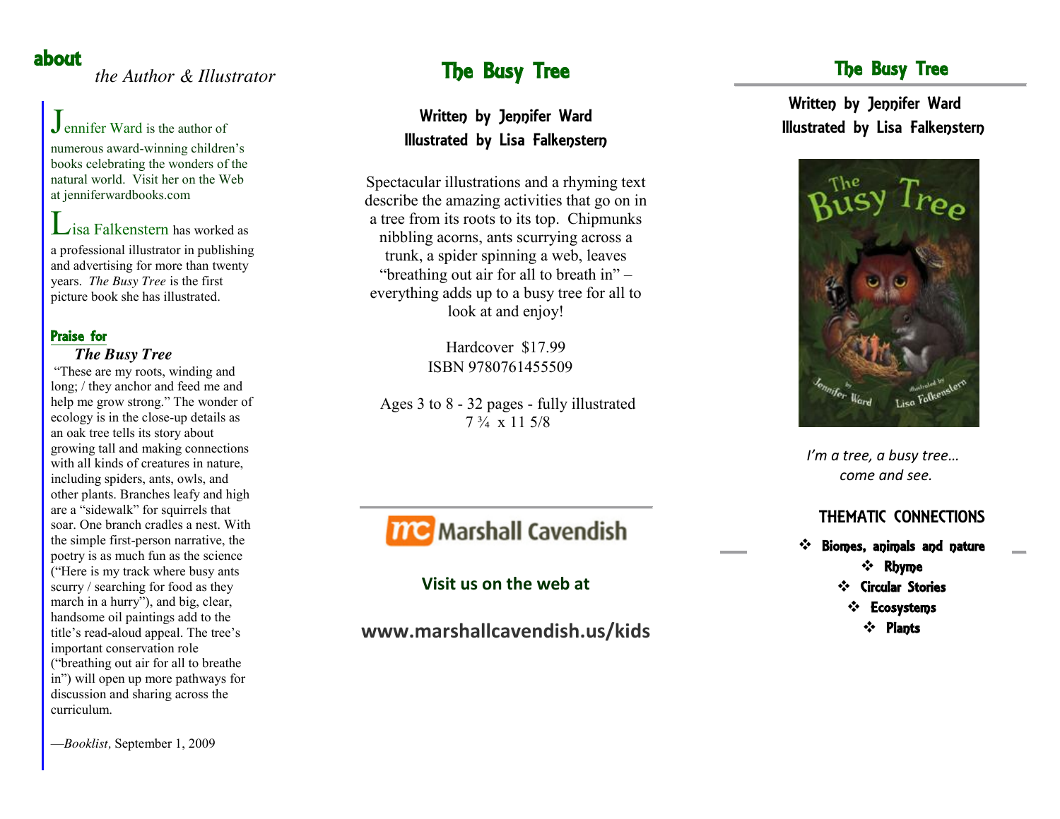## about

*the Author & Illustrator*

Jennifer Ward is the author of numerous award-winning children's books celebrating the wonders of the natural world. Visit her on the Web at jenniferwardbooks.com

Lisa Falkenstern has worked as a professional illustrator in publishing and advertising for more than twenty years. *The Busy Tree* is the first picture book she has illustrated.

### Praise for

***The Busy Tree***

"These are my roots, winding and long; / they anchor and feed me and help me grow strong." The wonder of ecology is in the close-up details as an oak tree tells its story about growing tall and making connections with all kinds of creatures in nature, including spiders, ants, owls, and other plants. Branches leafy and high are a "sidewalk" for squirrels that soar. One branch cradles a nest. With the simple first-person narrative, the poetry is as much fun as the science ("Here is my track where busy ants scurry / searching for food as they march in a hurry"), and big, clear, handsome oil paintings add to the title's read-aloud appeal. The tree's important conservation role ("breathing out air for all to breathe in") will open up more pathways for discussion and sharing across the curriculum.

—*Booklist,* September 1, 2009

# The Busy Tree

**Written by Jennifer Ward**
**Illustrated by Lisa Falkenstern**

Spectacular illustrations and a rhyming text describe the amazing activities that go on in a tree from its roots to its top. Chipmunks nibbling acorns, ants scurrying across a trunk, a spider spinning a web, leaves "breathing out air for all to breath in" – everything adds up to a busy tree for all to look at and enjoy!

Hardcover $17.99
ISBN 9780761455509

Ages 3 to 8 - 32 pages - fully illustrated
7 ¾ x 11 5/8

Marshall Cavendish

**Visit us on the web at**

**www.marshallcavendish.us/kids**

# The Busy Tree

**Written by Jennifer Ward**
**Illustrated by Lisa Falkenstern**

*I'm a tree, a busy tree… come and see.*

### THEMATIC CONNECTIONS

- **Biomes, animals and nature**
- **Rhyme**
- **Circular Stories**
- **Ecosystems**
- **Plants**